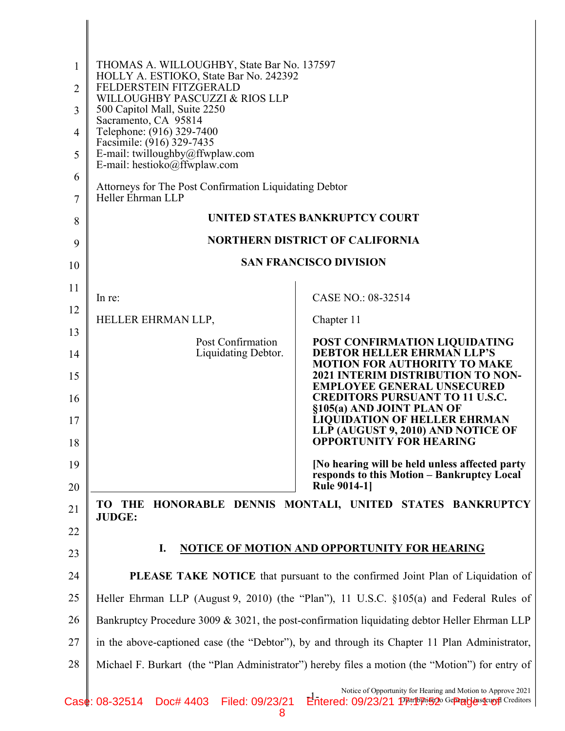THOMAS A. WILLOUGHBY, State Bar No. 137597
HOLLY A. ESTIOKO, State Bar No. 242392
FELDERSTEIN FITZGERALD
WILLOUGHBY PASCUZZI & RIOS LLP
500 Capitol Mall, Suite 2250
Sacramento, CA 95814
Telephone: (916) 329-7400
Facsimile: (916) 329-7435
E-mail: twilloughby@ffwplaw.com
E-mail: hestioko@ffwplaw.com

Attorneys for The Post Confirmation Liquidating Debtor
Heller Ehrman LLP

**UNITED STATES BANKRUPTCY COURT**

**NORTHERN DISTRICT OF CALIFORNIA**

**SAN FRANCISCO DIVISION**

| | |
|---|---|
| In re:<br><br>HELLER EHRMAN LLP,<br><br>Post Confirmation Liquidating Debtor. | CASE NO.: 08-32514<br><br>Chapter 11<br><br>**POST CONFIRMATION LIQUIDATING DEBTOR HELLER EHRMAN LLP'S MOTION FOR AUTHORITY TO MAKE 2021 INTERIM DISTRIBUTION TO NON-EMPLOYEE GENERAL UNSECURED CREDITORS PURSUANT TO 11 U.S.C. §105(a) AND JOINT PLAN OF LIQUIDATION OF HELLER EHRMAN LLP (AUGUST 9, 2010) AND NOTICE OF OPPORTUNITY FOR HEARING**<br><br>**[No hearing will be held unless affected party responds to this Motion – Bankruptcy Local Rule 9014-1]** |

**TO THE HONORABLE DENNIS MONTALI, UNITED STATES BANKRUPTCY JUDGE:**

## I. NOTICE OF MOTION AND OPPORTUNITY FOR HEARING

**PLEASE TAKE NOTICE** that pursuant to the confirmed Joint Plan of Liquidation of Heller Ehrman LLP (August 9, 2010) (the "Plan"), 11 U.S.C. §105(a) and Federal Rules of Bankruptcy Procedure 3009 & 3021, the post-confirmation liquidating debtor Heller Ehrman LLP in the above-captioned case (the "Debtor"), by and through its Chapter 11 Plan Administrator, Michael F. Burkart (the "Plan Administrator") hereby files a motion (the "Motion") for entry of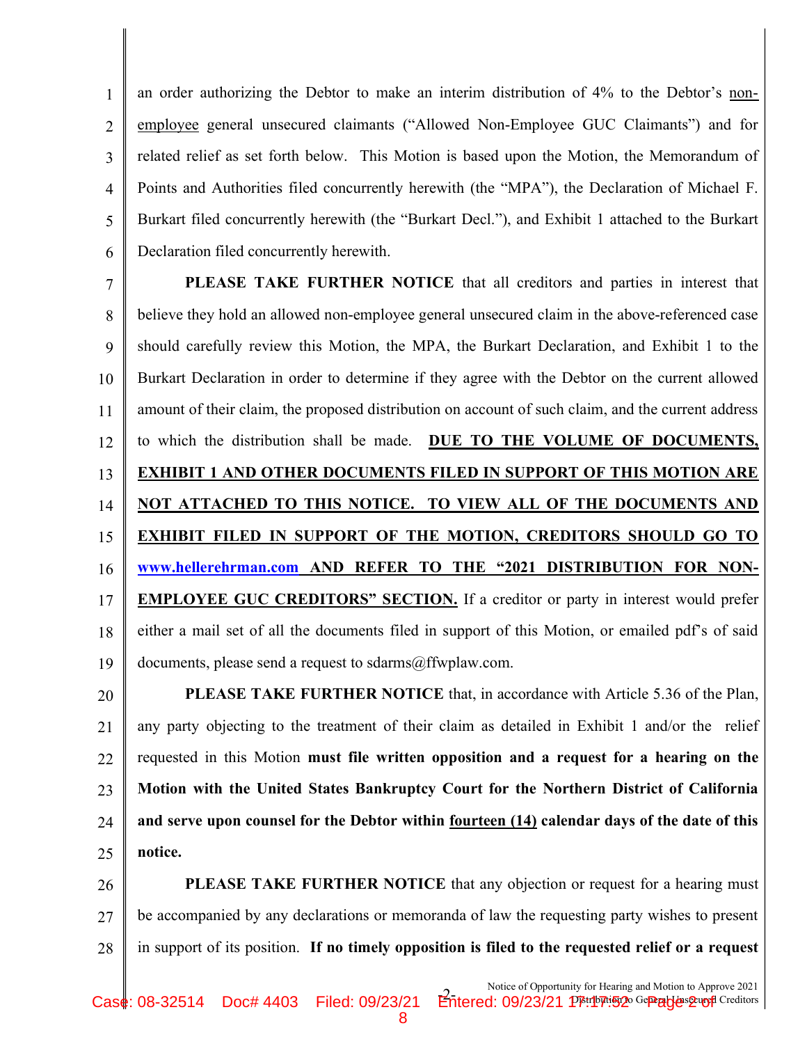an order authorizing the Debtor to make an interim distribution of 4% to the Debtor's non-employee general unsecured claimants ("Allowed Non-Employee GUC Claimants") and for related relief as set forth below. This Motion is based upon the Motion, the Memorandum of Points and Authorities filed concurrently herewith (the "MPA"), the Declaration of Michael F. Burkart filed concurrently herewith (the "Burkart Decl."), and Exhibit 1 attached to the Burkart Declaration filed concurrently herewith.

**PLEASE TAKE FURTHER NOTICE** that all creditors and parties in interest that believe they hold an allowed non-employee general unsecured claim in the above-referenced case should carefully review this Motion, the MPA, the Burkart Declaration, and Exhibit 1 to the Burkart Declaration in order to determine if they agree with the Debtor on the current allowed amount of their claim, the proposed distribution on account of such claim, and the current address to which the distribution shall be made. **DUE TO THE VOLUME OF DOCUMENTS, EXHIBIT 1 AND OTHER DOCUMENTS FILED IN SUPPORT OF THIS MOTION ARE NOT ATTACHED TO THIS NOTICE. TO VIEW ALL OF THE DOCUMENTS AND EXHIBIT FILED IN SUPPORT OF THE MOTION, CREDITORS SHOULD GO TO www.hellerehrman.com AND REFER TO THE "2021 DISTRIBUTION FOR NON-EMPLOYEE GUC CREDITORS" SECTION.** If a creditor or party in interest would prefer either a mail set of all the documents filed in support of this Motion, or emailed pdf's of said documents, please send a request to sdarms@ffwplaw.com.

**PLEASE TAKE FURTHER NOTICE** that, in accordance with Article 5.36 of the Plan, any party objecting to the treatment of their claim as detailed in Exhibit 1 and/or the relief requested in this Motion **must file written opposition and a request for a hearing on the Motion with the United States Bankruptcy Court for the Northern District of California and serve upon counsel for the Debtor within fourteen (14) calendar days of the date of this notice.**

**PLEASE TAKE FURTHER NOTICE** that any objection or request for a hearing must be accompanied by any declarations or memoranda of law the requesting party wishes to present in support of its position. **If no timely opposition is filed to the requested relief or a request**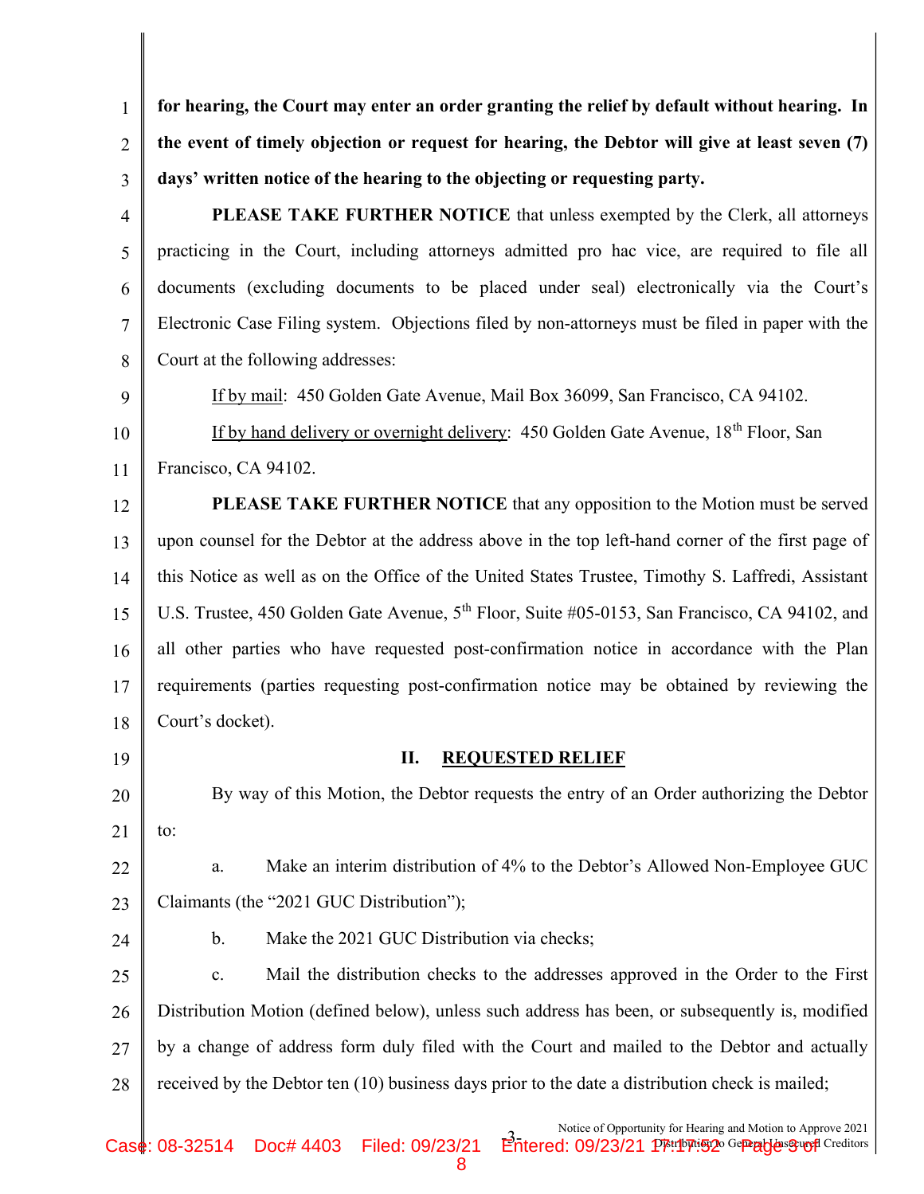**for hearing, the Court may enter an order granting the relief by default without hearing. In the event of timely objection or request for hearing, the Debtor will give at least seven (7) days' written notice of the hearing to the objecting or requesting party.**

**PLEASE TAKE FURTHER NOTICE** that unless exempted by the Clerk, all attorneys practicing in the Court, including attorneys admitted pro hac vice, are required to file all documents (excluding documents to be placed under seal) electronically via the Court's Electronic Case Filing system. Objections filed by non-attorneys must be filed in paper with the Court at the following addresses:

If by mail: 450 Golden Gate Avenue, Mail Box 36099, San Francisco, CA 94102.

If by hand delivery or overnight delivery: 450 Golden Gate Avenue, 18th Floor, San Francisco, CA 94102.

**PLEASE TAKE FURTHER NOTICE** that any opposition to the Motion must be served upon counsel for the Debtor at the address above in the top left-hand corner of the first page of this Notice as well as on the Office of the United States Trustee, Timothy S. Laffredi, Assistant U.S. Trustee, 450 Golden Gate Avenue, 5th Floor, Suite #05-0153, San Francisco, CA 94102, and all other parties who have requested post-confirmation notice in accordance with the Plan requirements (parties requesting post-confirmation notice may be obtained by reviewing the Court's docket).

## II. REQUESTED RELIEF

By way of this Motion, the Debtor requests the entry of an Order authorizing the Debtor to:

a. Make an interim distribution of 4% to the Debtor's Allowed Non-Employee GUC Claimants (the "2021 GUC Distribution");

b. Make the 2021 GUC Distribution via checks;

c. Mail the distribution checks to the addresses approved in the Order to the First Distribution Motion (defined below), unless such address has been, or subsequently is, modified by a change of address form duly filed with the Court and mailed to the Debtor and actually received by the Debtor ten (10) business days prior to the date a distribution check is mailed;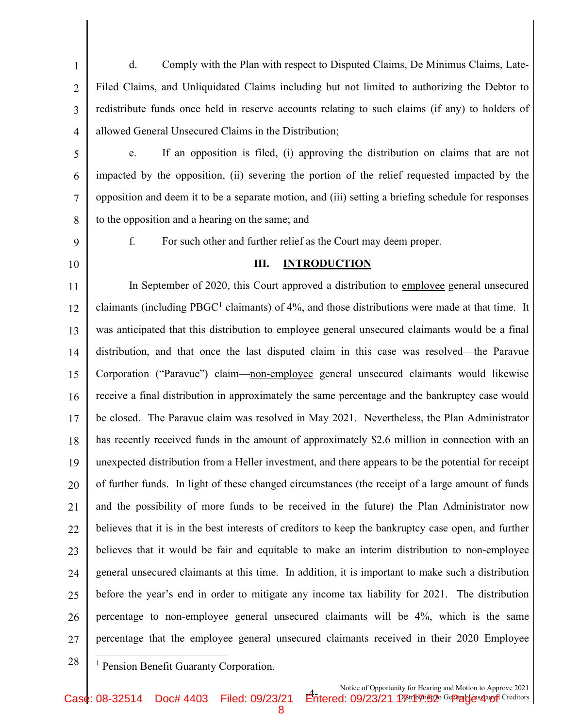d. Comply with the Plan with respect to Disputed Claims, De Minimus Claims, Late-Filed Claims, and Unliquidated Claims including but not limited to authorizing the Debtor to redistribute funds once held in reserve accounts relating to such claims (if any) to holders of allowed General Unsecured Claims in the Distribution;

e. If an opposition is filed, (i) approving the distribution on claims that are not impacted by the opposition, (ii) severing the portion of the relief requested impacted by the opposition and deem it to be a separate motion, and (iii) setting a briefing schedule for responses to the opposition and a hearing on the same; and

f. For such other and further relief as the Court may deem proper.

## III. INTRODUCTION

In September of 2020, this Court approved a distribution to employee general unsecured claimants (including PBGC[1] claimants) of 4%, and those distributions were made at that time. It was anticipated that this distribution to employee general unsecured claimants would be a final distribution, and that once the last disputed claim in this case was resolved—the Paravue Corporation ("Paravue") claim—non-employee general unsecured claimants would likewise receive a final distribution in approximately the same percentage and the bankruptcy case would be closed. The Paravue claim was resolved in May 2021. Nevertheless, the Plan Administrator has recently received funds in the amount of approximately $2.6 million in connection with an unexpected distribution from a Heller investment, and there appears to be the potential for receipt of further funds. In light of these changed circumstances (the receipt of a large amount of funds and the possibility of more funds to be received in the future) the Plan Administrator now believes that it is in the best interests of creditors to keep the bankruptcy case open, and further believes that it would be fair and equitable to make an interim distribution to non-employee general unsecured claimants at this time. In addition, it is important to make such a distribution before the year's end in order to mitigate any income tax liability for 2021. The distribution percentage to non-employee general unsecured claimants will be 4%, which is the same percentage that the employee general unsecured claimants received in their 2020 Employee

[1] Pension Benefit Guaranty Corporation.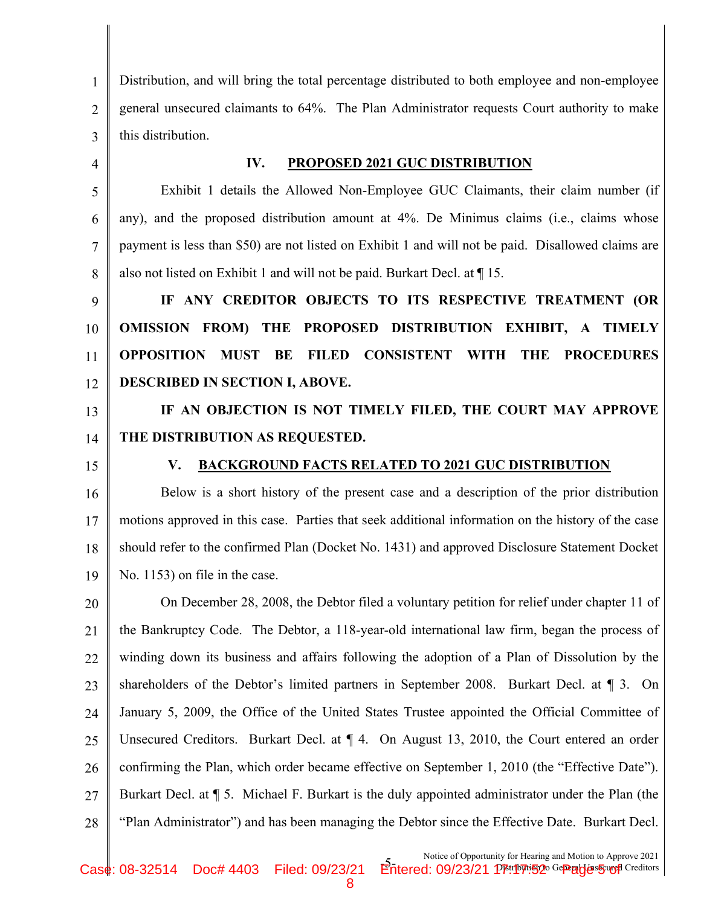Distribution, and will bring the total percentage distributed to both employee and non-employee general unsecured claimants to 64%. The Plan Administrator requests Court authority to make this distribution.

## IV. PROPOSED 2021 GUC DISTRIBUTION

Exhibit 1 details the Allowed Non-Employee GUC Claimants, their claim number (if any), and the proposed distribution amount at 4%. De Minimus claims (i.e., claims whose payment is less than $50) are not listed on Exhibit 1 and will not be paid. Disallowed claims are also not listed on Exhibit 1 and will not be paid. Burkart Decl. at ¶ 15.

**IF ANY CREDITOR OBJECTS TO ITS RESPECTIVE TREATMENT (OR OMISSION FROM) THE PROPOSED DISTRIBUTION EXHIBIT, A TIMELY OPPOSITION MUST BE FILED CONSISTENT WITH THE PROCEDURES DESCRIBED IN SECTION I, ABOVE.**

**IF AN OBJECTION IS NOT TIMELY FILED, THE COURT MAY APPROVE THE DISTRIBUTION AS REQUESTED.**

## V. BACKGROUND FACTS RELATED TO 2021 GUC DISTRIBUTION

Below is a short history of the present case and a description of the prior distribution motions approved in this case. Parties that seek additional information on the history of the case should refer to the confirmed Plan (Docket No. 1431) and approved Disclosure Statement Docket No. 1153) on file in the case.

On December 28, 2008, the Debtor filed a voluntary petition for relief under chapter 11 of the Bankruptcy Code. The Debtor, a 118-year-old international law firm, began the process of winding down its business and affairs following the adoption of a Plan of Dissolution by the shareholders of the Debtor's limited partners in September 2008. Burkart Decl. at ¶ 3. On January 5, 2009, the Office of the United States Trustee appointed the Official Committee of Unsecured Creditors. Burkart Decl. at ¶ 4. On August 13, 2010, the Court entered an order confirming the Plan, which order became effective on September 1, 2010 (the "Effective Date"). Burkart Decl. at ¶ 5. Michael F. Burkart is the duly appointed administrator under the Plan (the "Plan Administrator") and has been managing the Debtor since the Effective Date. Burkart Decl.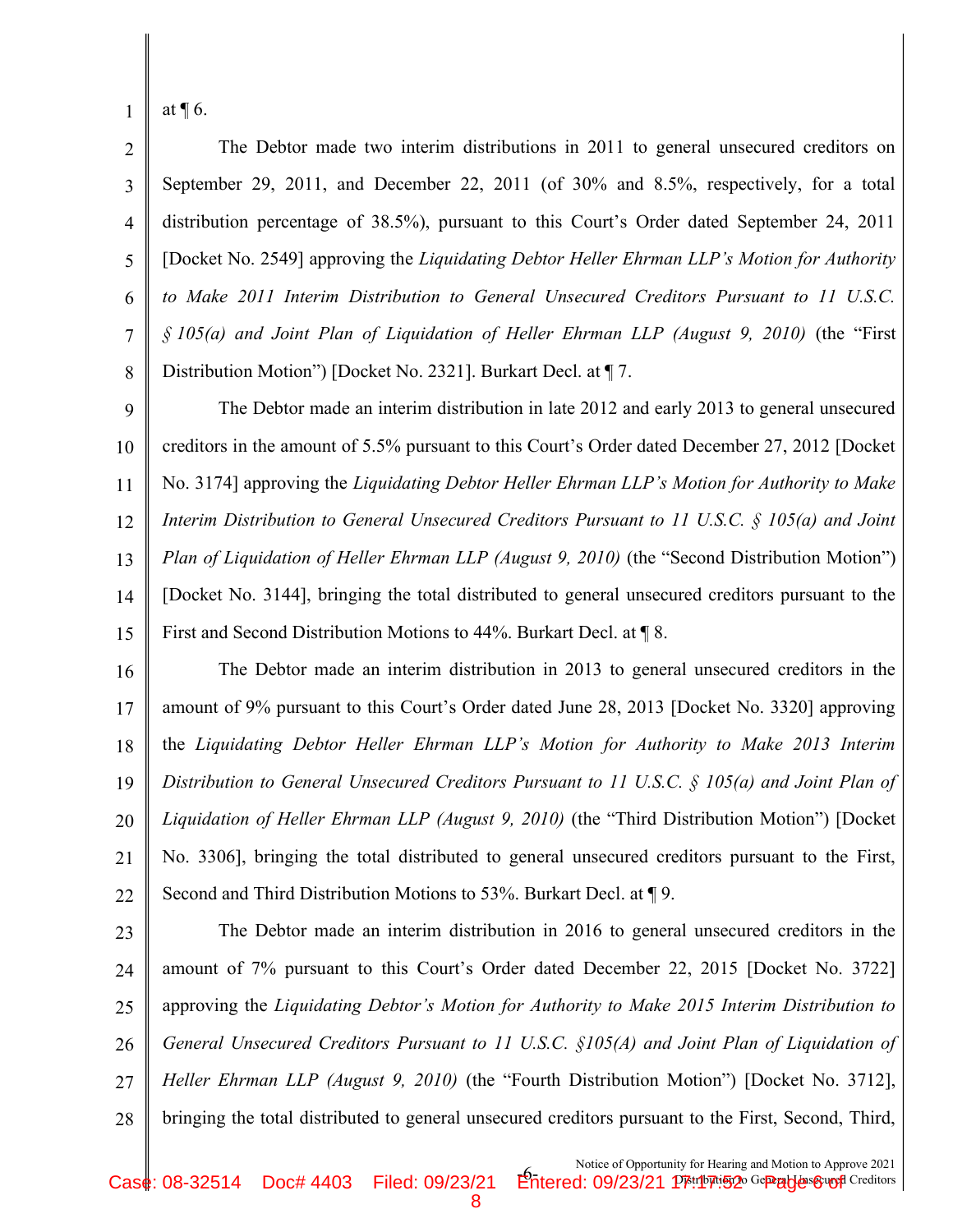at ¶ 6.

The Debtor made two interim distributions in 2011 to general unsecured creditors on September 29, 2011, and December 22, 2011 (of 30% and 8.5%, respectively, for a total distribution percentage of 38.5%), pursuant to this Court's Order dated September 24, 2011 [Docket No. 2549] approving the *Liquidating Debtor Heller Ehrman LLP's Motion for Authority to Make 2011 Interim Distribution to General Unsecured Creditors Pursuant to 11 U.S.C. § 105(a) and Joint Plan of Liquidation of Heller Ehrman LLP (August 9, 2010)* (the "First Distribution Motion") [Docket No. 2321]. Burkart Decl. at ¶ 7.

The Debtor made an interim distribution in late 2012 and early 2013 to general unsecured creditors in the amount of 5.5% pursuant to this Court's Order dated December 27, 2012 [Docket No. 3174] approving the *Liquidating Debtor Heller Ehrman LLP's Motion for Authority to Make Interim Distribution to General Unsecured Creditors Pursuant to 11 U.S.C. § 105(a) and Joint Plan of Liquidation of Heller Ehrman LLP (August 9, 2010)* (the "Second Distribution Motion") [Docket No. 3144], bringing the total distributed to general unsecured creditors pursuant to the First and Second Distribution Motions to 44%. Burkart Decl. at ¶ 8.

The Debtor made an interim distribution in 2013 to general unsecured creditors in the amount of 9% pursuant to this Court's Order dated June 28, 2013 [Docket No. 3320] approving the *Liquidating Debtor Heller Ehrman LLP's Motion for Authority to Make 2013 Interim Distribution to General Unsecured Creditors Pursuant to 11 U.S.C. § 105(a) and Joint Plan of Liquidation of Heller Ehrman LLP (August 9, 2010)* (the "Third Distribution Motion") [Docket No. 3306], bringing the total distributed to general unsecured creditors pursuant to the First, Second and Third Distribution Motions to 53%. Burkart Decl. at ¶ 9.

The Debtor made an interim distribution in 2016 to general unsecured creditors in the amount of 7% pursuant to this Court's Order dated December 22, 2015 [Docket No. 3722] approving the *Liquidating Debtor's Motion for Authority to Make 2015 Interim Distribution to General Unsecured Creditors Pursuant to 11 U.S.C. §105(A) and Joint Plan of Liquidation of Heller Ehrman LLP (August 9, 2010)* (the "Fourth Distribution Motion") [Docket No. 3712], bringing the total distributed to general unsecured creditors pursuant to the First, Second, Third,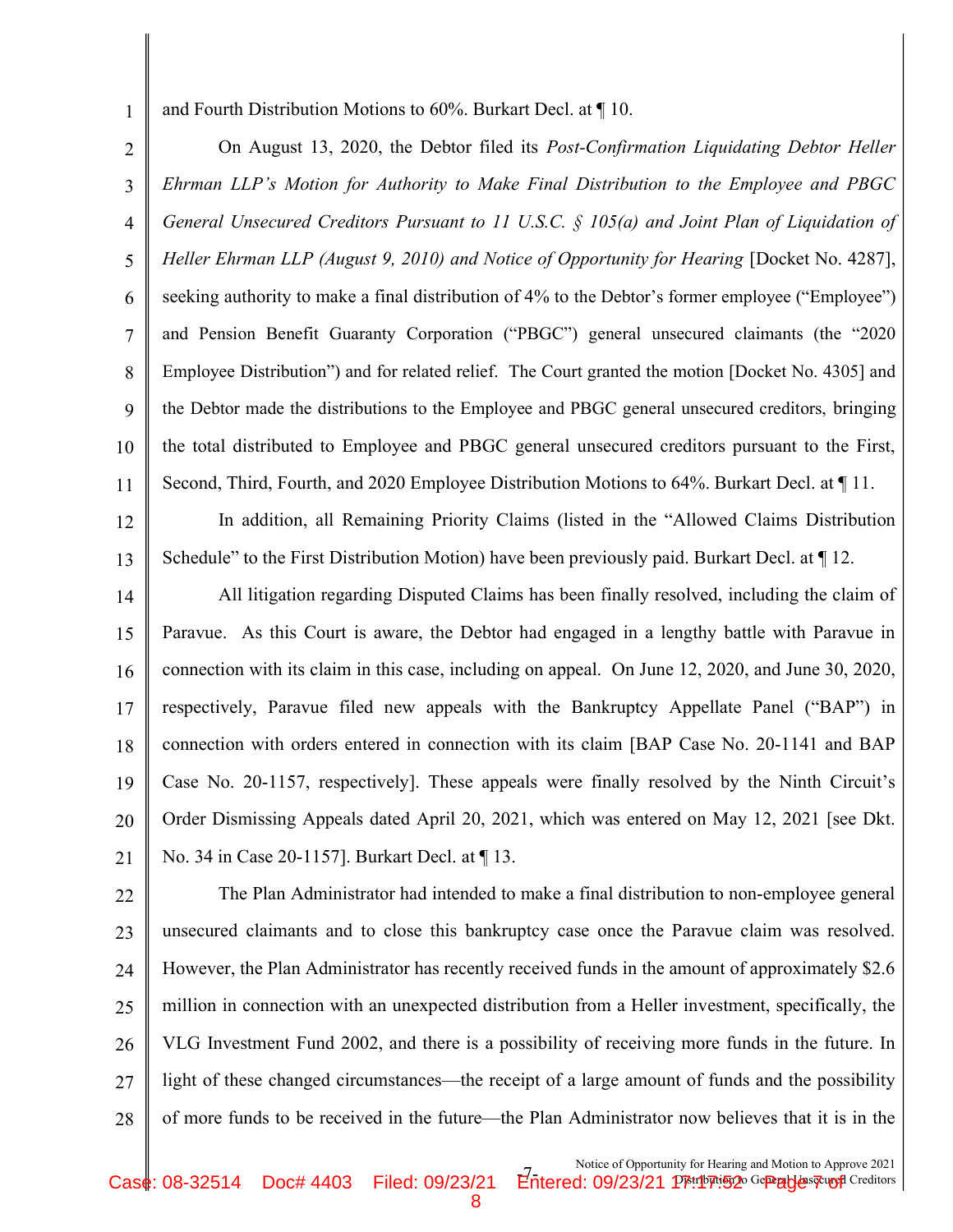and Fourth Distribution Motions to 60%. Burkart Decl. at ¶ 10.

On August 13, 2020, the Debtor filed its *Post-Confirmation Liquidating Debtor Heller Ehrman LLP's Motion for Authority to Make Final Distribution to the Employee and PBGC General Unsecured Creditors Pursuant to 11 U.S.C. § 105(a) and Joint Plan of Liquidation of Heller Ehrman LLP (August 9, 2010) and Notice of Opportunity for Hearing* [Docket No. 4287], seeking authority to make a final distribution of 4% to the Debtor's former employee ("Employee") and Pension Benefit Guaranty Corporation ("PBGC") general unsecured claimants (the "2020 Employee Distribution") and for related relief. The Court granted the motion [Docket No. 4305] and the Debtor made the distributions to the Employee and PBGC general unsecured creditors, bringing the total distributed to Employee and PBGC general unsecured creditors pursuant to the First, Second, Third, Fourth, and 2020 Employee Distribution Motions to 64%. Burkart Decl. at ¶ 11.

In addition, all Remaining Priority Claims (listed in the "Allowed Claims Distribution Schedule" to the First Distribution Motion) have been previously paid. Burkart Decl. at ¶ 12.

All litigation regarding Disputed Claims has been finally resolved, including the claim of Paravue. As this Court is aware, the Debtor had engaged in a lengthy battle with Paravue in connection with its claim in this case, including on appeal. On June 12, 2020, and June 30, 2020, respectively, Paravue filed new appeals with the Bankruptcy Appellate Panel ("BAP") in connection with orders entered in connection with its claim [BAP Case No. 20-1141 and BAP Case No. 20-1157, respectively]. These appeals were finally resolved by the Ninth Circuit's Order Dismissing Appeals dated April 20, 2021, which was entered on May 12, 2021 [see Dkt. No. 34 in Case 20-1157]. Burkart Decl. at ¶ 13.

The Plan Administrator had intended to make a final distribution to non-employee general unsecured claimants and to close this bankruptcy case once the Paravue claim was resolved. However, the Plan Administrator has recently received funds in the amount of approximately $2.6 million in connection with an unexpected distribution from a Heller investment, specifically, the VLG Investment Fund 2002, and there is a possibility of receiving more funds in the future. In light of these changed circumstances—the receipt of a large amount of funds and the possibility of more funds to be received in the future—the Plan Administrator now believes that it is in the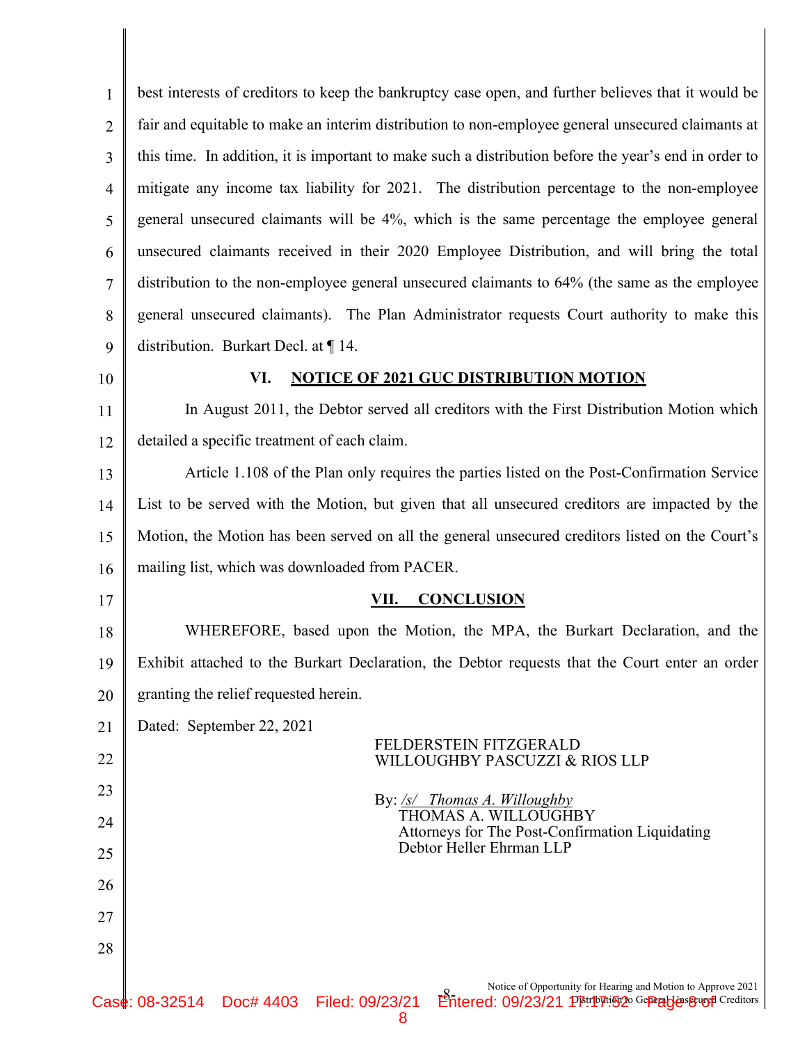best interests of creditors to keep the bankruptcy case open, and further believes that it would be fair and equitable to make an interim distribution to non-employee general unsecured claimants at this time. In addition, it is important to make such a distribution before the year's end in order to mitigate any income tax liability for 2021. The distribution percentage to the non-employee general unsecured claimants will be 4%, which is the same percentage the employee general unsecured claimants received in their 2020 Employee Distribution, and will bring the total distribution to the non-employee general unsecured claimants to 64% (the same as the employee general unsecured claimants). The Plan Administrator requests Court authority to make this distribution. Burkart Decl. at ¶ 14.

## VI. NOTICE OF 2021 GUC DISTRIBUTION MOTION

In August 2011, the Debtor served all creditors with the First Distribution Motion which detailed a specific treatment of each claim.

Article 1.108 of the Plan only requires the parties listed on the Post-Confirmation Service List to be served with the Motion, but given that all unsecured creditors are impacted by the Motion, the Motion has been served on all the general unsecured creditors listed on the Court's mailing list, which was downloaded from PACER.

## VII. CONCLUSION

WHEREFORE, based upon the Motion, the MPA, the Burkart Declaration, and the Exhibit attached to the Burkart Declaration, the Debtor requests that the Court enter an order granting the relief requested herein.

Dated: September 22, 2021

FELDERSTEIN FITZGERALD
WILLOUGHBY PASCUZZI & RIOS LLP

By: */s/ Thomas A. Willoughby*
THOMAS A. WILLOUGHBY
Attorneys for The Post-Confirmation Liquidating Debtor Heller Ehrman LLP